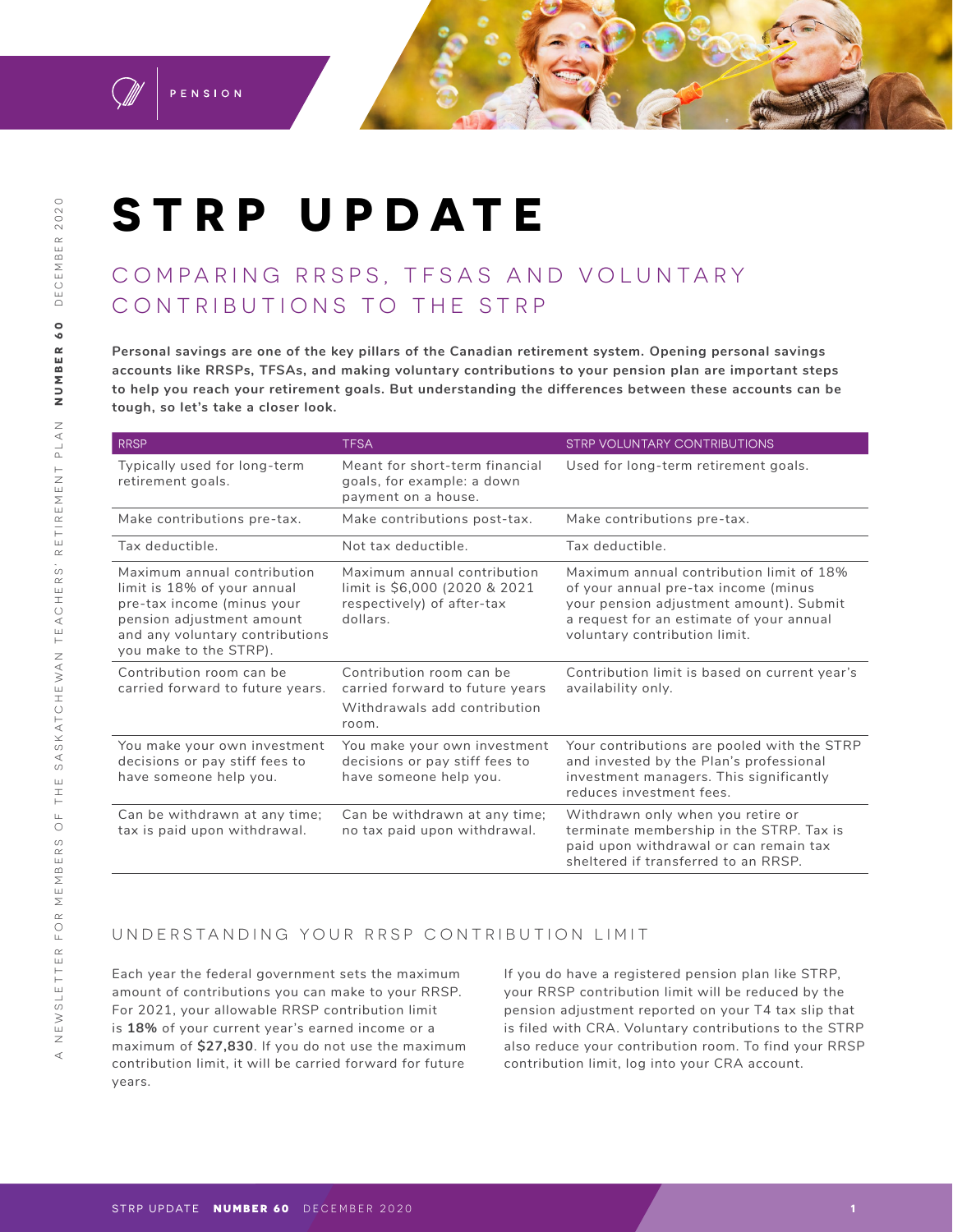# STRP UPDATE

## COMPARING RRSPS, TFSAS AND VOLUNTARY CONTRIBUTIONS TO THE STRP

**Personal savings are one of the key pillars of the Canadian retirement system. Opening personal savings accounts like RRSPs, TFSAs, and making voluntary contributions to your pension plan are important steps to help you reach your retirement goals. But understanding the differences between these accounts can be tough, so let's take a closer look.**

| RRSP | TFSA | STRP VOLUNTARY CONTRIBUTIONS |
|---|---|---|
| Typically used for long-term retirement goals. | Meant for short-term financial goals, for example: a down payment on a house. | Used for long-term retirement goals. |
| Make contributions pre-tax. | Make contributions post-tax. | Make contributions pre-tax. |
| Tax deductible. | Not tax deductible. | Tax deductible. |
| Maximum annual contribution limit is 18% of your annual pre-tax income (minus your pension adjustment amount and any voluntary contributions you make to the STRP). | Maximum annual contribution limit is $6,000 (2020 & 2021 respectively) of after-tax dollars. | Maximum annual contribution limit of 18% of your annual pre-tax income (minus your pension adjustment amount). Submit a request for an estimate of your annual voluntary contribution limit. |
| Contribution room can be carried forward to future years. | Contribution room can be carried forward to future years Withdrawals add contribution room. | Contribution limit is based on current year's availability only. |
| You make your own investment decisions or pay stiff fees to have someone help you. | You make your own investment decisions or pay stiff fees to have someone help you. | Your contributions are pooled with the STRP and invested by the Plan's professional investment managers. This significantly reduces investment fees. |
| Can be withdrawn at any time; tax is paid upon withdrawal. | Can be withdrawn at any time; no tax paid upon withdrawal. | Withdrawn only when you retire or terminate membership in the STRP. Tax is paid upon withdrawal or can remain tax sheltered if transferred to an RRSP. |

### UNDERSTANDING YOUR RRSP CONTRIBUTION LIMIT

Each year the federal government sets the maximum amount of contributions you can make to your RRSP. For 2021, your allowable RRSP contribution limit is **18%** of your current year's earned income or a maximum of **$27,830**. If you do not use the maximum contribution limit, it will be carried forward for future years.

If you do have a registered pension plan like STRP, your RRSP contribution limit will be reduced by the pension adjustment reported on your T4 tax slip that is filed with CRA. Voluntary contributions to the STRP also reduce your contribution room. To find your RRSP contribution limit, log into your CRA account.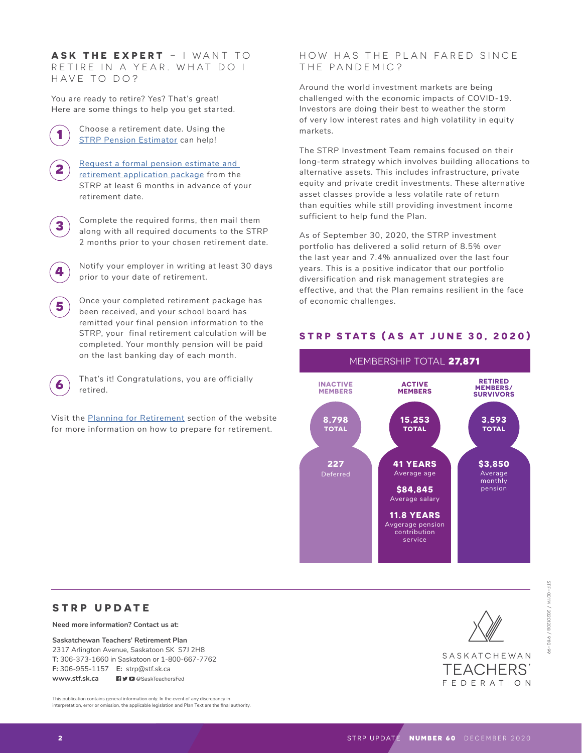## ASK THE EXPERT – I WANT TO RETIRE IN A YEAR. WHAT DO I HAVE TO DO?

You are ready to retire? Yes? That's great! Here are some things to help you get started.

1. Choose a retirement date. Using the STRP Pension Estimator can help!
2. Request a formal pension estimate and retirement application package from the STRP at least 6 months in advance of your retirement date.
3. Complete the required forms, then mail them along with all required documents to the STRP 2 months prior to your chosen retirement date.
4. Notify your employer in writing at least 30 days prior to your date of retirement.
5. Once your completed retirement package has been received, and your school board has remitted your final pension information to the STRP, your final retirement calculation will be completed. Your monthly pension will be paid on the last banking day of each month.
6. That's it! Congratulations, you are officially retired.

Visit the Planning for Retirement section of the website for more information on how to prepare for retirement.

## HOW HAS THE PLAN FARED SINCE THE PANDEMIC?

Around the world investment markets are being challenged with the economic impacts of COVID-19. Investors are doing their best to weather the storm of very low interest rates and high volatility in equity markets.

The STRP Investment Team remains focused on their long-term strategy which involves building allocations to alternative assets. This includes infrastructure, private equity and private credit investments. These alternative asset classes provide a less volatile rate of return than equities while still providing investment income sufficient to help fund the Plan.

As of September 30, 2020, the STRP investment portfolio has delivered a solid return of 8.5% over the last year and 7.4% annualized over the last four years. This is a positive indicator that our portfolio diversification and risk management strategies are effective, and that the Plan remains resilient in the face of economic challenges.

## STRP STATS (AS AT JUNE 30, 2020)

MEMBERSHIP TOTAL **27,871**

| INACTIVE MEMBERS | ACTIVE MEMBERS | RETIRED MEMBERS/ SURVIVORS |
|---|---|---|
| **8,798** TOTAL | **15,253** TOTAL | **3,593** TOTAL |
| **227** Deferred | **41 YEARS** Average age | **$3,850** Average monthly pension |
| | **$84,845** Average salary | |
| | **11.8 YEARS** Avgerage pension contribution service | |

## STRP UPDATE

**Need more information? Contact us at:**

**Saskatchewan Teachers' Retirement Plan**
2317 Arlington Avenue, Saskatoon SK S7J 2H8
**T:** 306-373-1660 in Saskatoon or 1-800-667-7762
**F:** 306-955-1157 **E:** strp@stf.sk.ca
**www.stf.sk.ca** @SaskTeachersFed

SASKATCHEWAN TEACHERS' FEDERATION

This publication contains general information only. In the event of any discrepancy in interpretation, error or omission, the applicable legislation and Plan Text are the final authority.

STF-00114 / 20201208 / 9110-99